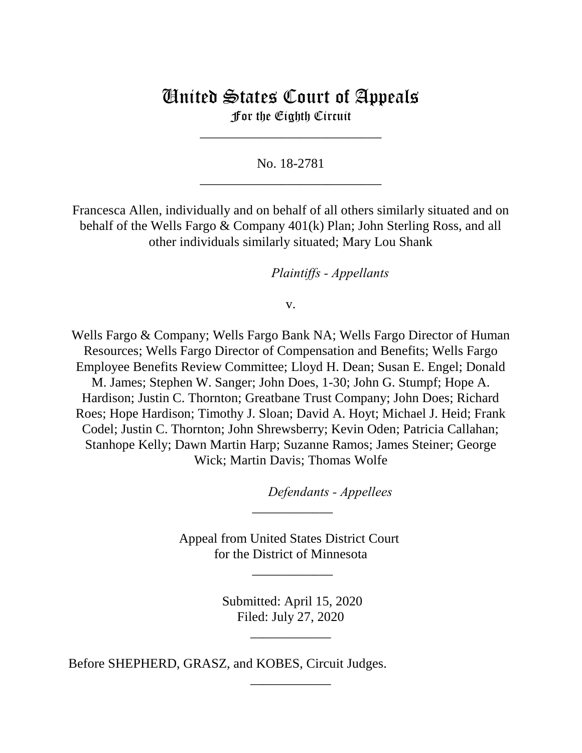# United States Court of Appeals
## For the Eighth Circuit

---

No. 18-2781

---

Francesca Allen, individually and on behalf of all others similarly situated and on behalf of the Wells Fargo & Company 401(k) Plan; John Sterling Ross, and all other individuals similarly situated; Mary Lou Shank

*Plaintiffs - Appellants*

v.

Wells Fargo & Company; Wells Fargo Bank NA; Wells Fargo Director of Human Resources; Wells Fargo Director of Compensation and Benefits; Wells Fargo Employee Benefits Review Committee; Lloyd H. Dean; Susan E. Engel; Donald M. James; Stephen W. Sanger; John Does, 1-30; John G. Stumpf; Hope A. Hardison; Justin C. Thornton; Greatbane Trust Company; John Does; Richard Roes; Hope Hardison; Timothy J. Sloan; David A. Hoyt; Michael J. Heid; Frank Codel; Justin C. Thornton; John Shrewsberry; Kevin Oden; Patricia Callahan; Stanhope Kelly; Dawn Martin Harp; Suzanne Ramos; James Steiner; George Wick; Martin Davis; Thomas Wolfe

*Defendants - Appellees*

---

Appeal from United States District Court
for the District of Minnesota

---

Submitted: April 15, 2020
Filed: July 27, 2020

---

Before SHEPHERD, GRASZ, and KOBES, Circuit Judges.

---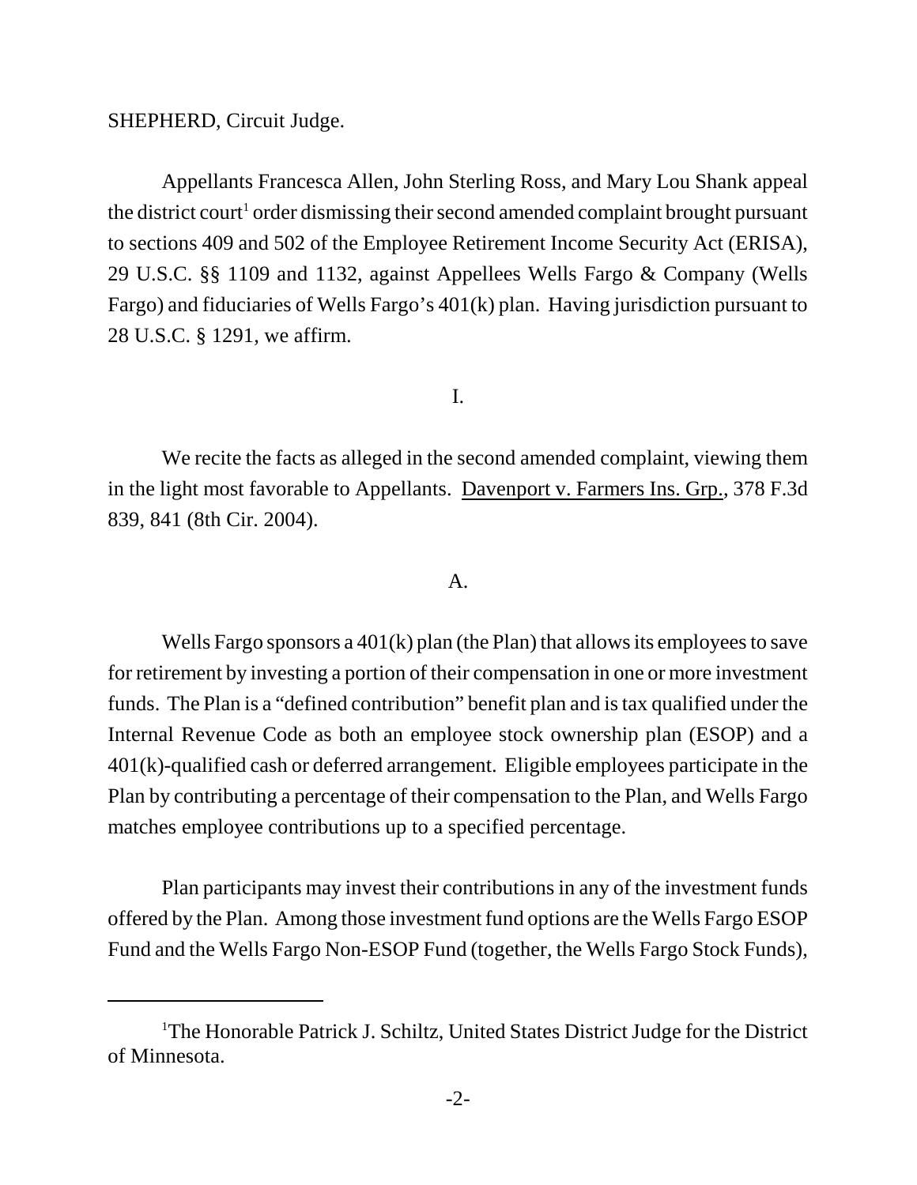SHEPHERD, Circuit Judge.

Appellants Francesca Allen, John Sterling Ross, and Mary Lou Shank appeal the district court[1] order dismissing their second amended complaint brought pursuant to sections 409 and 502 of the Employee Retirement Income Security Act (ERISA), 29 U.S.C. §§ 1109 and 1132, against Appellees Wells Fargo & Company (Wells Fargo) and fiduciaries of Wells Fargo's 401(k) plan. Having jurisdiction pursuant to 28 U.S.C. § 1291, we affirm.

I.

We recite the facts as alleged in the second amended complaint, viewing them in the light most favorable to Appellants. Davenport v. Farmers Ins. Grp., 378 F.3d 839, 841 (8th Cir. 2004).

A.

Wells Fargo sponsors a 401(k) plan (the Plan) that allows its employees to save for retirement by investing a portion of their compensation in one or more investment funds. The Plan is a "defined contribution" benefit plan and is tax qualified under the Internal Revenue Code as both an employee stock ownership plan (ESOP) and a 401(k)-qualified cash or deferred arrangement. Eligible employees participate in the Plan by contributing a percentage of their compensation to the Plan, and Wells Fargo matches employee contributions up to a specified percentage.

Plan participants may invest their contributions in any of the investment funds offered by the Plan. Among those investment fund options are the Wells Fargo ESOP Fund and the Wells Fargo Non-ESOP Fund (together, the Wells Fargo Stock Funds),

[1]The Honorable Patrick J. Schiltz, United States District Judge for the District of Minnesota.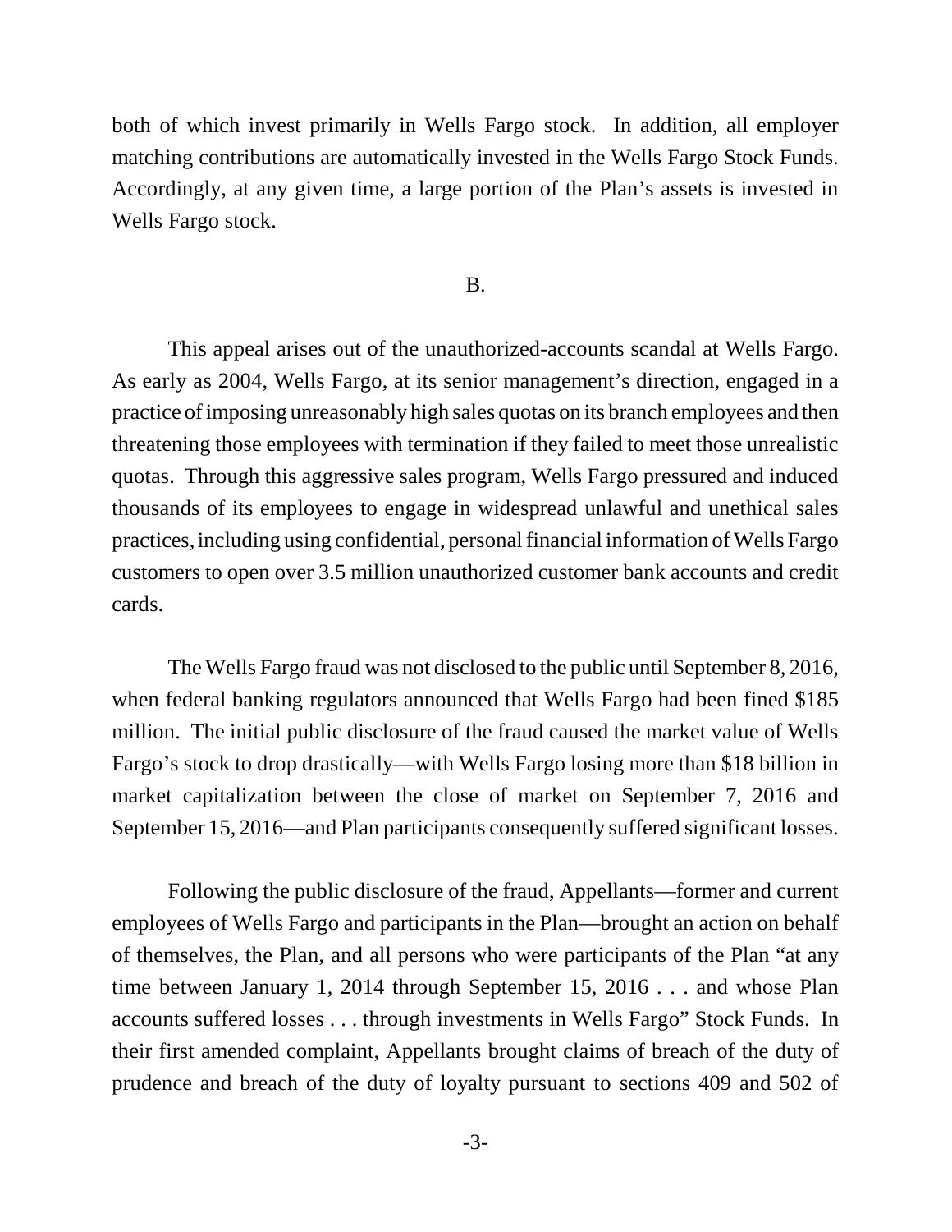both of which invest primarily in Wells Fargo stock. In addition, all employer matching contributions are automatically invested in the Wells Fargo Stock Funds. Accordingly, at any given time, a large portion of the Plan's assets is invested in Wells Fargo stock.

B.

This appeal arises out of the unauthorized-accounts scandal at Wells Fargo. As early as 2004, Wells Fargo, at its senior management's direction, engaged in a practice of imposing unreasonably high sales quotas on its branch employees and then threatening those employees with termination if they failed to meet those unrealistic quotas. Through this aggressive sales program, Wells Fargo pressured and induced thousands of its employees to engage in widespread unlawful and unethical sales practices, including using confidential, personal financial information of Wells Fargo customers to open over 3.5 million unauthorized customer bank accounts and credit cards.

The Wells Fargo fraud was not disclosed to the public until September 8, 2016, when federal banking regulators announced that Wells Fargo had been fined $185 million. The initial public disclosure of the fraud caused the market value of Wells Fargo's stock to drop drastically—with Wells Fargo losing more than $18 billion in market capitalization between the close of market on September 7, 2016 and September 15, 2016—and Plan participants consequently suffered significant losses.

Following the public disclosure of the fraud, Appellants—former and current employees of Wells Fargo and participants in the Plan—brought an action on behalf of themselves, the Plan, and all persons who were participants of the Plan "at any time between January 1, 2014 through September 15, 2016 . . . and whose Plan accounts suffered losses . . . through investments in Wells Fargo" Stock Funds. In their first amended complaint, Appellants brought claims of breach of the duty of prudence and breach of the duty of loyalty pursuant to sections 409 and 502 of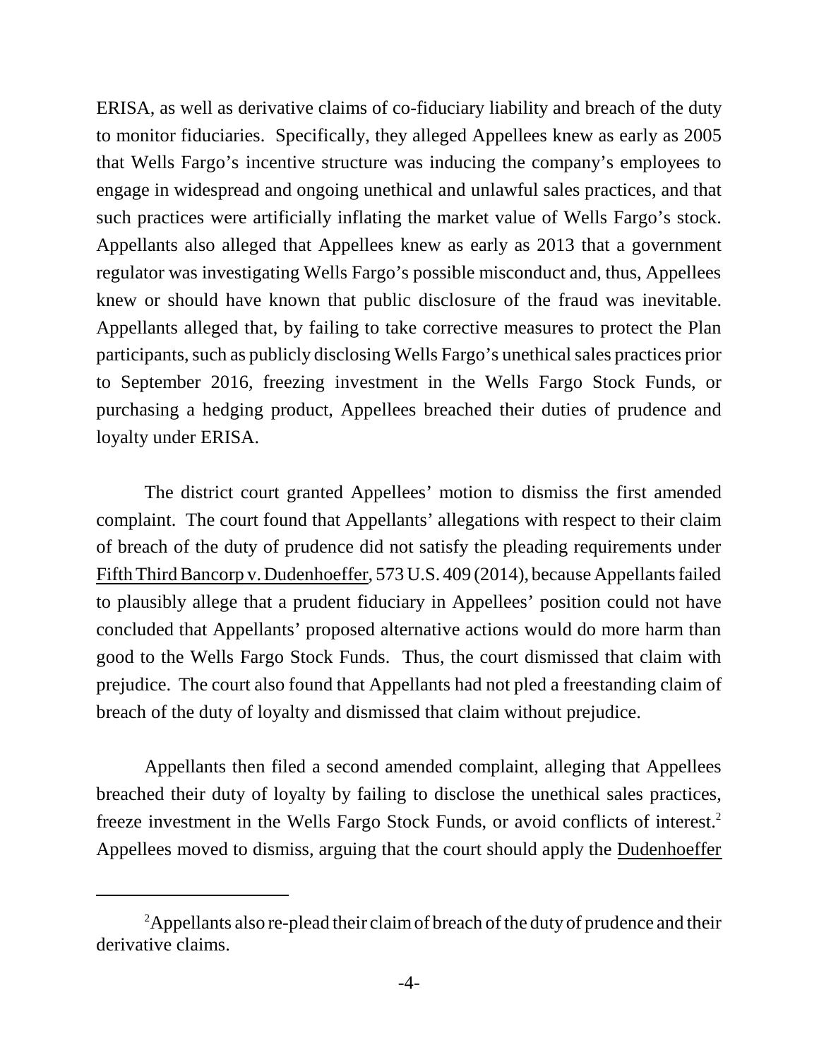ERISA, as well as derivative claims of co-fiduciary liability and breach of the duty to monitor fiduciaries. Specifically, they alleged Appellees knew as early as 2005 that Wells Fargo's incentive structure was inducing the company's employees to engage in widespread and ongoing unethical and unlawful sales practices, and that such practices were artificially inflating the market value of Wells Fargo's stock. Appellants also alleged that Appellees knew as early as 2013 that a government regulator was investigating Wells Fargo's possible misconduct and, thus, Appellees knew or should have known that public disclosure of the fraud was inevitable. Appellants alleged that, by failing to take corrective measures to protect the Plan participants, such as publicly disclosing Wells Fargo's unethical sales practices prior to September 2016, freezing investment in the Wells Fargo Stock Funds, or purchasing a hedging product, Appellees breached their duties of prudence and loyalty under ERISA.

The district court granted Appellees' motion to dismiss the first amended complaint. The court found that Appellants' allegations with respect to their claim of breach of the duty of prudence did not satisfy the pleading requirements under Fifth Third Bancorp v. Dudenhoeffer, 573 U.S. 409 (2014), because Appellants failed to plausibly allege that a prudent fiduciary in Appellees' position could not have concluded that Appellants' proposed alternative actions would do more harm than good to the Wells Fargo Stock Funds. Thus, the court dismissed that claim with prejudice. The court also found that Appellants had not pled a freestanding claim of breach of the duty of loyalty and dismissed that claim without prejudice.

Appellants then filed a second amended complaint, alleging that Appellees breached their duty of loyalty by failing to disclose the unethical sales practices, freeze investment in the Wells Fargo Stock Funds, or avoid conflicts of interest.[2] Appellees moved to dismiss, arguing that the court should apply the Dudenhoeffer

[2] Appellants also re-plead their claim of breach of the duty of prudence and their derivative claims.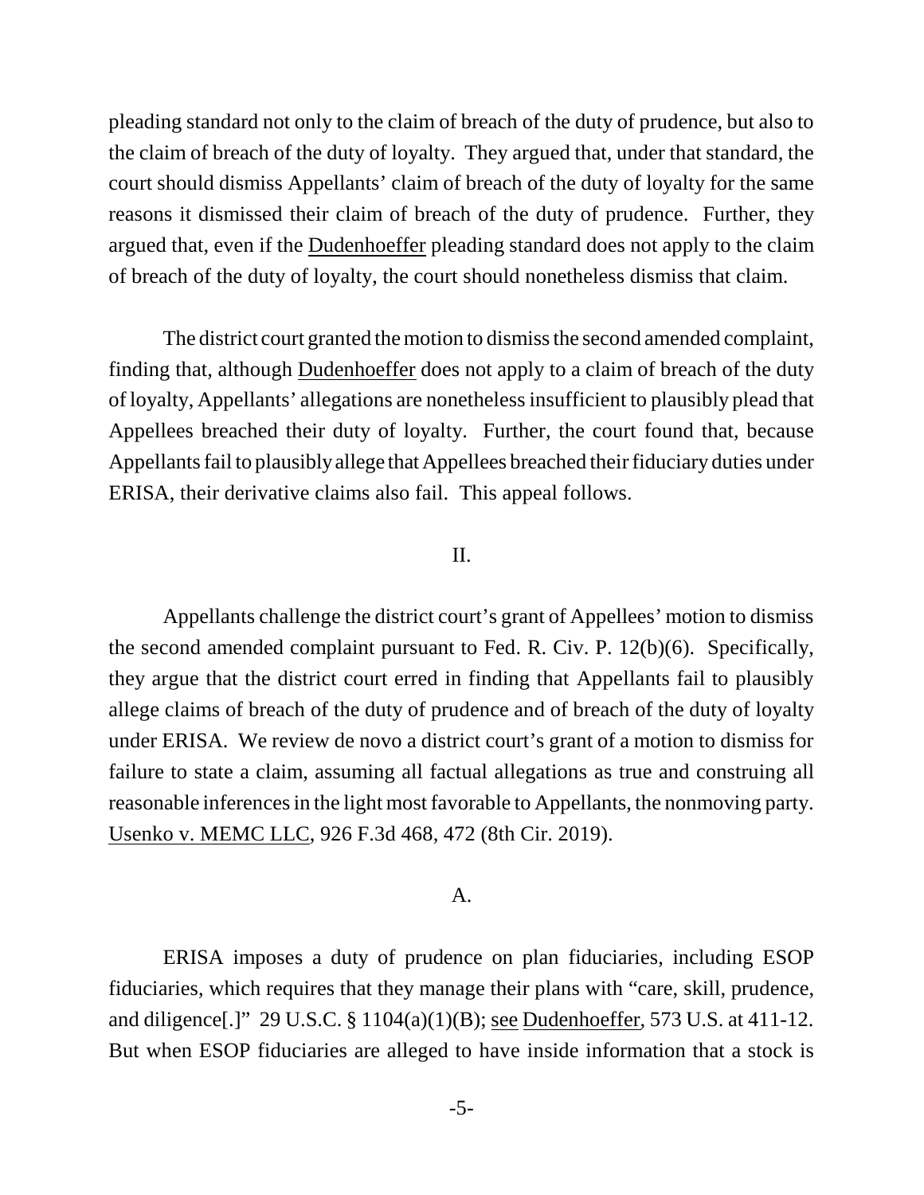pleading standard not only to the claim of breach of the duty of prudence, but also to the claim of breach of the duty of loyalty. They argued that, under that standard, the court should dismiss Appellants' claim of breach of the duty of loyalty for the same reasons it dismissed their claim of breach of the duty of prudence. Further, they argued that, even if the Dudenhoeffer pleading standard does not apply to the claim of breach of the duty of loyalty, the court should nonetheless dismiss that claim.

The district court granted the motion to dismiss the second amended complaint, finding that, although Dudenhoeffer does not apply to a claim of breach of the duty of loyalty, Appellants' allegations are nonetheless insufficient to plausibly plead that Appellees breached their duty of loyalty. Further, the court found that, because Appellants fail to plausibly allege that Appellees breached their fiduciary duties under ERISA, their derivative claims also fail. This appeal follows.

## II.

Appellants challenge the district court's grant of Appellees' motion to dismiss the second amended complaint pursuant to Fed. R. Civ. P. 12(b)(6). Specifically, they argue that the district court erred in finding that Appellants fail to plausibly allege claims of breach of the duty of prudence and of breach of the duty of loyalty under ERISA. We review de novo a district court's grant of a motion to dismiss for failure to state a claim, assuming all factual allegations as true and construing all reasonable inferences in the light most favorable to Appellants, the nonmoving party. Usenko v. MEMC LLC, 926 F.3d 468, 472 (8th Cir. 2019).

### A.

ERISA imposes a duty of prudence on plan fiduciaries, including ESOP fiduciaries, which requires that they manage their plans with "care, skill, prudence, and diligence[.]" 29 U.S.C. § 1104(a)(1)(B); see Dudenhoeffer, 573 U.S. at 411-12. But when ESOP fiduciaries are alleged to have inside information that a stock is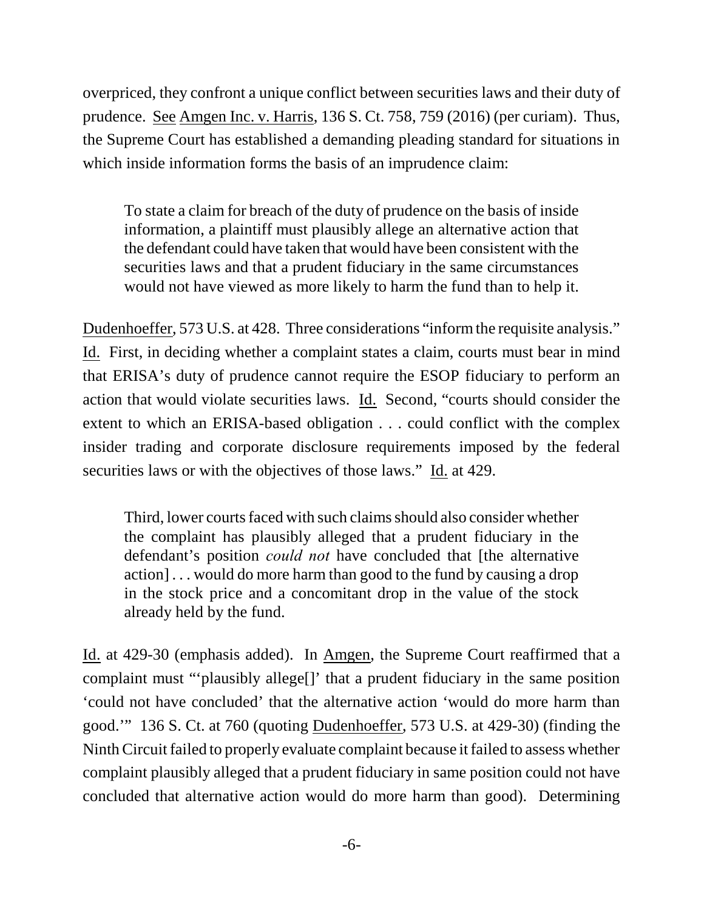overpriced, they confront a unique conflict between securities laws and their duty of prudence. See Amgen Inc. v. Harris, 136 S. Ct. 758, 759 (2016) (per curiam). Thus, the Supreme Court has established a demanding pleading standard for situations in which inside information forms the basis of an imprudence claim:

> To state a claim for breach of the duty of prudence on the basis of inside information, a plaintiff must plausibly allege an alternative action that the defendant could have taken that would have been consistent with the securities laws and that a prudent fiduciary in the same circumstances would not have viewed as more likely to harm the fund than to help it.

Dudenhoeffer, 573 U.S. at 428. Three considerations "inform the requisite analysis." Id. First, in deciding whether a complaint states a claim, courts must bear in mind that ERISA's duty of prudence cannot require the ESOP fiduciary to perform an action that would violate securities laws. Id. Second, "courts should consider the extent to which an ERISA-based obligation . . . could conflict with the complex insider trading and corporate disclosure requirements imposed by the federal securities laws or with the objectives of those laws." Id. at 429.

> Third, lower courts faced with such claims should also consider whether the complaint has plausibly alleged that a prudent fiduciary in the defendant's position *could not* have concluded that [the alternative action] . . . would do more harm than good to the fund by causing a drop in the stock price and a concomitant drop in the value of the stock already held by the fund.

Id. at 429-30 (emphasis added). In Amgen, the Supreme Court reaffirmed that a complaint must "'plausibly allege[]' that a prudent fiduciary in the same position 'could not have concluded' that the alternative action 'would do more harm than good.'" 136 S. Ct. at 760 (quoting Dudenhoeffer, 573 U.S. at 429-30) (finding the Ninth Circuit failed to properly evaluate complaint because it failed to assess whether complaint plausibly alleged that a prudent fiduciary in same position could not have concluded that alternative action would do more harm than good). Determining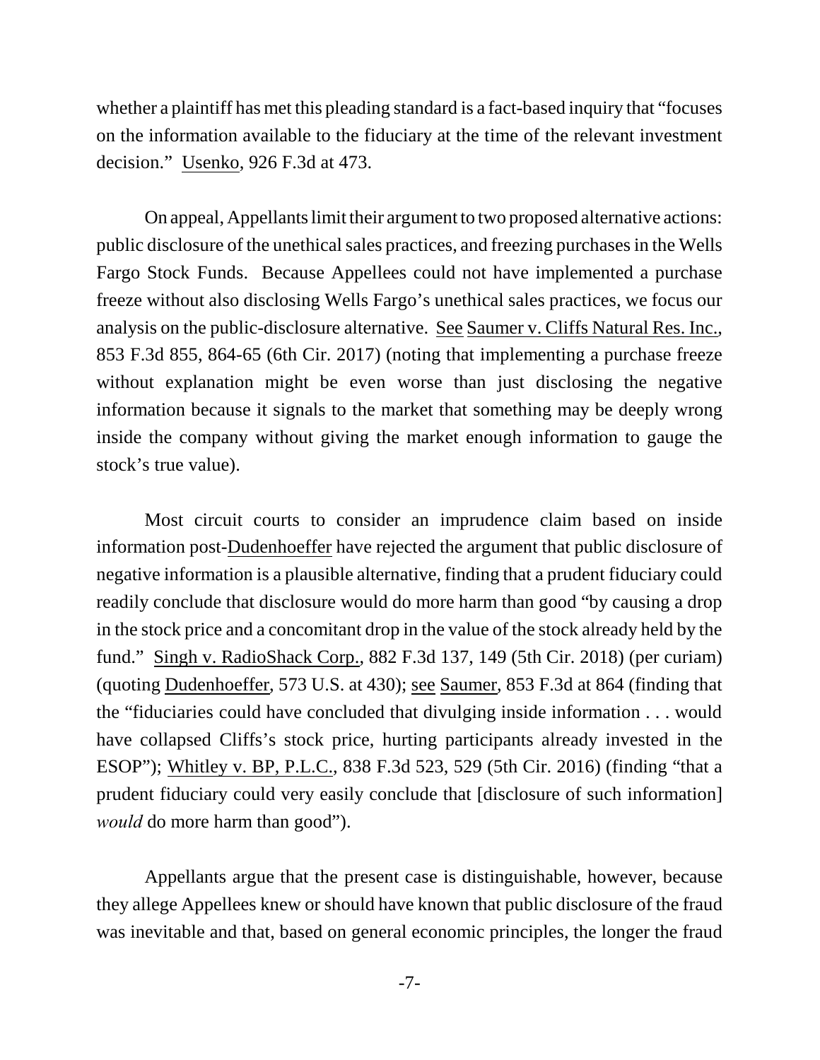whether a plaintiff has met this pleading standard is a fact-based inquiry that "focuses on the information available to the fiduciary at the time of the relevant investment decision." Usenko, 926 F.3d at 473.

On appeal, Appellants limit their argument to two proposed alternative actions: public disclosure of the unethical sales practices, and freezing purchases in the Wells Fargo Stock Funds. Because Appellees could not have implemented a purchase freeze without also disclosing Wells Fargo's unethical sales practices, we focus our analysis on the public-disclosure alternative. See Saumer v. Cliffs Natural Res. Inc., 853 F.3d 855, 864-65 (6th Cir. 2017) (noting that implementing a purchase freeze without explanation might be even worse than just disclosing the negative information because it signals to the market that something may be deeply wrong inside the company without giving the market enough information to gauge the stock's true value).

Most circuit courts to consider an imprudence claim based on inside information post-Dudenhoeffer have rejected the argument that public disclosure of negative information is a plausible alternative, finding that a prudent fiduciary could readily conclude that disclosure would do more harm than good "by causing a drop in the stock price and a concomitant drop in the value of the stock already held by the fund." Singh v. RadioShack Corp., 882 F.3d 137, 149 (5th Cir. 2018) (per curiam) (quoting Dudenhoeffer, 573 U.S. at 430); see Saumer, 853 F.3d at 864 (finding that the "fiduciaries could have concluded that divulging inside information . . . would have collapsed Cliffs's stock price, hurting participants already invested in the ESOP"); Whitley v. BP, P.L.C., 838 F.3d 523, 529 (5th Cir. 2016) (finding "that a prudent fiduciary could very easily conclude that [disclosure of such information] *would* do more harm than good").

Appellants argue that the present case is distinguishable, however, because they allege Appellees knew or should have known that public disclosure of the fraud was inevitable and that, based on general economic principles, the longer the fraud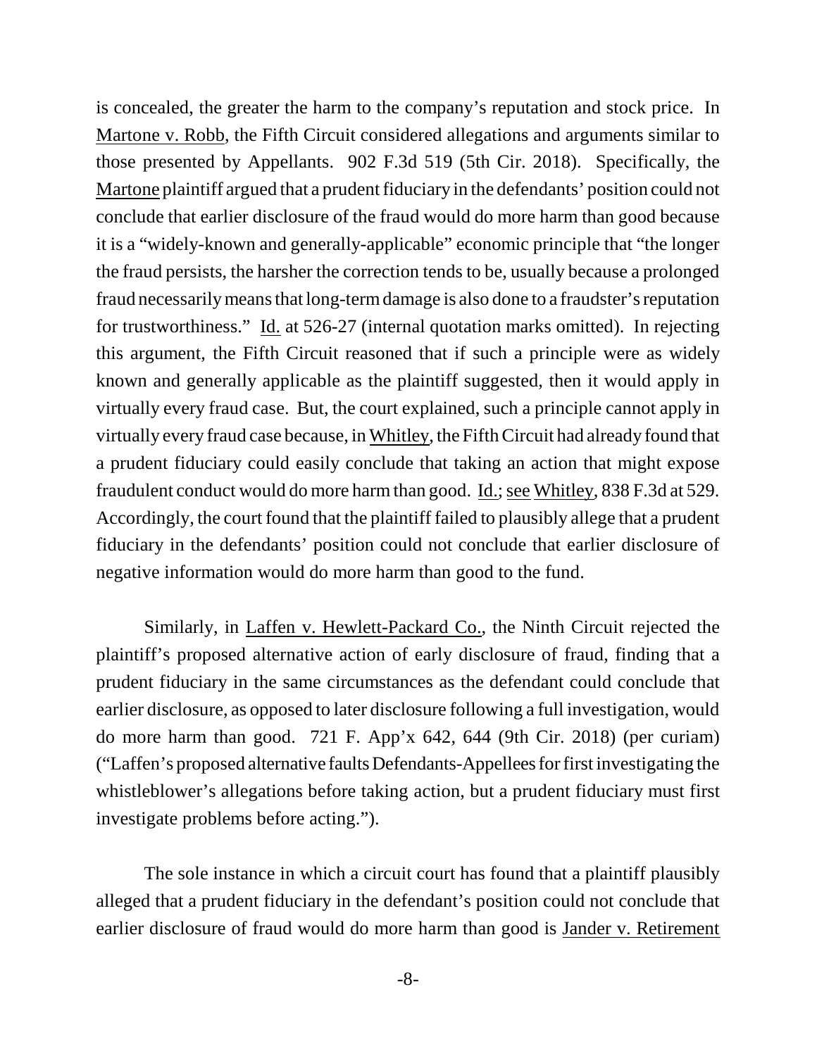is concealed, the greater the harm to the company's reputation and stock price. In Martone v. Robb, the Fifth Circuit considered allegations and arguments similar to those presented by Appellants. 902 F.3d 519 (5th Cir. 2018). Specifically, the Martone plaintiff argued that a prudent fiduciary in the defendants' position could not conclude that earlier disclosure of the fraud would do more harm than good because it is a "widely-known and generally-applicable" economic principle that "the longer the fraud persists, the harsher the correction tends to be, usually because a prolonged fraud necessarily means that long-term damage is also done to a fraudster's reputation for trustworthiness." Id. at 526-27 (internal quotation marks omitted). In rejecting this argument, the Fifth Circuit reasoned that if such a principle were as widely known and generally applicable as the plaintiff suggested, then it would apply in virtually every fraud case. But, the court explained, such a principle cannot apply in virtually every fraud case because, in Whitley, the Fifth Circuit had already found that a prudent fiduciary could easily conclude that taking an action that might expose fraudulent conduct would do more harm than good. Id.; see Whitley, 838 F.3d at 529. Accordingly, the court found that the plaintiff failed to plausibly allege that a prudent fiduciary in the defendants' position could not conclude that earlier disclosure of negative information would do more harm than good to the fund.

Similarly, in Laffen v. Hewlett-Packard Co., the Ninth Circuit rejected the plaintiff's proposed alternative action of early disclosure of fraud, finding that a prudent fiduciary in the same circumstances as the defendant could conclude that earlier disclosure, as opposed to later disclosure following a full investigation, would do more harm than good. 721 F. App'x 642, 644 (9th Cir. 2018) (per curiam) ("Laffen's proposed alternative faults Defendants-Appellees for first investigating the whistleblower's allegations before taking action, but a prudent fiduciary must first investigate problems before acting.").

The sole instance in which a circuit court has found that a plaintiff plausibly alleged that a prudent fiduciary in the defendant's position could not conclude that earlier disclosure of fraud would do more harm than good is Jander v. Retirement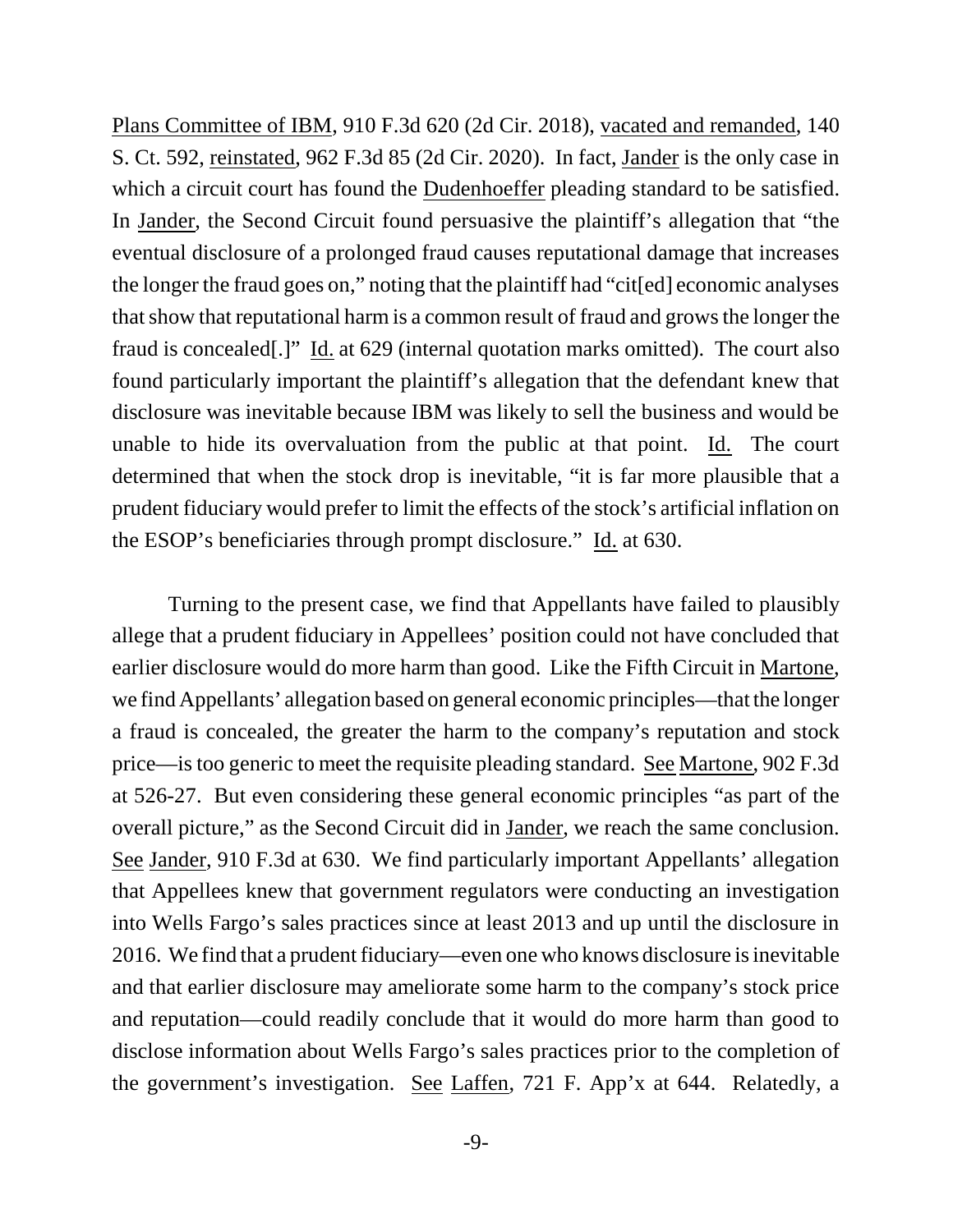Plans Committee of IBM, 910 F.3d 620 (2d Cir. 2018), vacated and remanded, 140 S. Ct. 592, reinstated, 962 F.3d 85 (2d Cir. 2020). In fact, Jander is the only case in which a circuit court has found the Dudenhoeffer pleading standard to be satisfied. In Jander, the Second Circuit found persuasive the plaintiff's allegation that "the eventual disclosure of a prolonged fraud causes reputational damage that increases the longer the fraud goes on," noting that the plaintiff had "cit[ed] economic analyses that show that reputational harm is a common result of fraud and grows the longer the fraud is concealed[.]" Id. at 629 (internal quotation marks omitted). The court also found particularly important the plaintiff's allegation that the defendant knew that disclosure was inevitable because IBM was likely to sell the business and would be unable to hide its overvaluation from the public at that point. Id. The court determined that when the stock drop is inevitable, "it is far more plausible that a prudent fiduciary would prefer to limit the effects of the stock's artificial inflation on the ESOP's beneficiaries through prompt disclosure." Id. at 630.

Turning to the present case, we find that Appellants have failed to plausibly allege that a prudent fiduciary in Appellees' position could not have concluded that earlier disclosure would do more harm than good. Like the Fifth Circuit in Martone, we find Appellants' allegation based on general economic principles—that the longer a fraud is concealed, the greater the harm to the company's reputation and stock price—is too generic to meet the requisite pleading standard. See Martone, 902 F.3d at 526-27. But even considering these general economic principles "as part of the overall picture," as the Second Circuit did in Jander, we reach the same conclusion. See Jander, 910 F.3d at 630. We find particularly important Appellants' allegation that Appellees knew that government regulators were conducting an investigation into Wells Fargo's sales practices since at least 2013 and up until the disclosure in 2016. We find that a prudent fiduciary—even one who knows disclosure is inevitable and that earlier disclosure may ameliorate some harm to the company's stock price and reputation—could readily conclude that it would do more harm than good to disclose information about Wells Fargo's sales practices prior to the completion of the government's investigation. See Laffen, 721 F. App'x at 644. Relatedly, a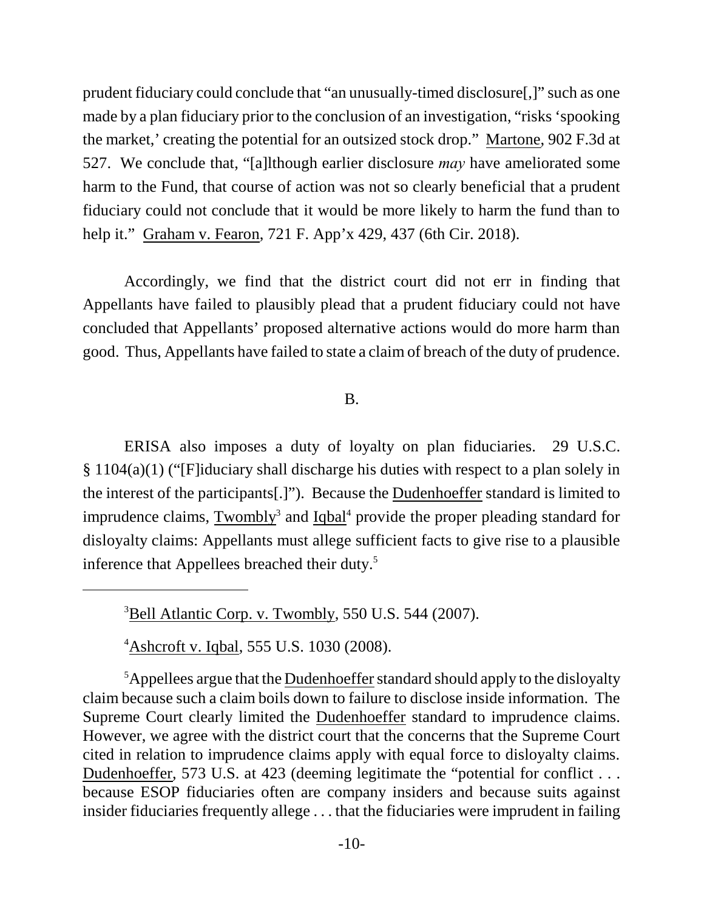prudent fiduciary could conclude that "an unusually-timed disclosure[,]" such as one made by a plan fiduciary prior to the conclusion of an investigation, "risks 'spooking the market,' creating the potential for an outsized stock drop." Martone, 902 F.3d at 527. We conclude that, "[a]lthough earlier disclosure *may* have ameliorated some harm to the Fund, that course of action was not so clearly beneficial that a prudent fiduciary could not conclude that it would be more likely to harm the fund than to help it." Graham v. Fearon, 721 F. App'x 429, 437 (6th Cir. 2018).

Accordingly, we find that the district court did not err in finding that Appellants have failed to plausibly plead that a prudent fiduciary could not have concluded that Appellants' proposed alternative actions would do more harm than good. Thus, Appellants have failed to state a claim of breach of the duty of prudence.

## B.

ERISA also imposes a duty of loyalty on plan fiduciaries. 29 U.S.C. § 1104(a)(1) ("[F]iduciary shall discharge his duties with respect to a plan solely in the interest of the participants[.]"). Because the Dudenhoeffer standard is limited to imprudence claims, Twombly[3] and Iqbal[4] provide the proper pleading standard for disloyalty claims: Appellants must allege sufficient facts to give rise to a plausible inference that Appellees breached their duty.[5]

---

[3] Bell Atlantic Corp. v. Twombly, 550 U.S. 544 (2007).

[4] Ashcroft v. Iqbal, 555 U.S. 1030 (2008).

[5] Appellees argue that the Dudenhoeffer standard should apply to the disloyalty claim because such a claim boils down to failure to disclose inside information. The Supreme Court clearly limited the Dudenhoeffer standard to imprudence claims. However, we agree with the district court that the concerns that the Supreme Court cited in relation to imprudence claims apply with equal force to disloyalty claims. Dudenhoeffer, 573 U.S. at 423 (deeming legitimate the "potential for conflict . . . because ESOP fiduciaries often are company insiders and because suits against insider fiduciaries frequently allege . . . that the fiduciaries were imprudent in failing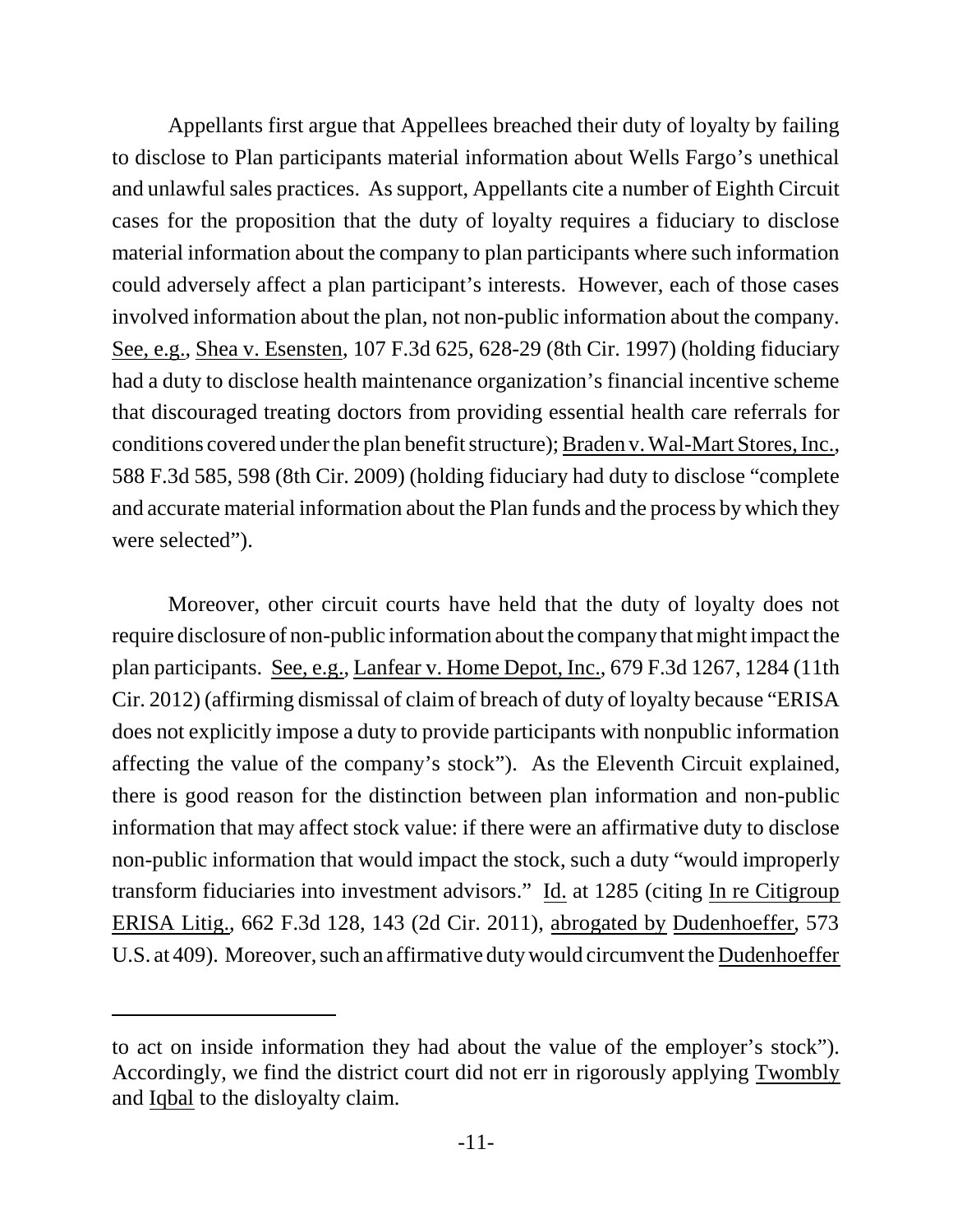Appellants first argue that Appellees breached their duty of loyalty by failing to disclose to Plan participants material information about Wells Fargo's unethical and unlawful sales practices. As support, Appellants cite a number of Eighth Circuit cases for the proposition that the duty of loyalty requires a fiduciary to disclose material information about the company to plan participants where such information could adversely affect a plan participant's interests. However, each of those cases involved information about the plan, not non-public information about the company. See, e.g., Shea v. Esensten, 107 F.3d 625, 628-29 (8th Cir. 1997) (holding fiduciary had a duty to disclose health maintenance organization's financial incentive scheme that discouraged treating doctors from providing essential health care referrals for conditions covered under the plan benefit structure); Braden v. Wal-Mart Stores, Inc., 588 F.3d 585, 598 (8th Cir. 2009) (holding fiduciary had duty to disclose "complete and accurate material information about the Plan funds and the process by which they were selected").

Moreover, other circuit courts have held that the duty of loyalty does not require disclosure of non-public information about the company that might impact the plan participants. See, e.g., Lanfear v. Home Depot, Inc., 679 F.3d 1267, 1284 (11th Cir. 2012) (affirming dismissal of claim of breach of duty of loyalty because "ERISA does not explicitly impose a duty to provide participants with nonpublic information affecting the value of the company's stock"). As the Eleventh Circuit explained, there is good reason for the distinction between plan information and non-public information that may affect stock value: if there were an affirmative duty to disclose non-public information that would impact the stock, such a duty "would improperly transform fiduciaries into investment advisors." Id. at 1285 (citing In re Citigroup ERISA Litig., 662 F.3d 128, 143 (2d Cir. 2011), abrogated by Dudenhoeffer, 573 U.S. at 409). Moreover, such an affirmative duty would circumvent the Dudenhoeffer

---

to act on inside information they had about the value of the employer's stock"). Accordingly, we find the district court did not err in rigorously applying Twombly and Iqbal to the disloyalty claim.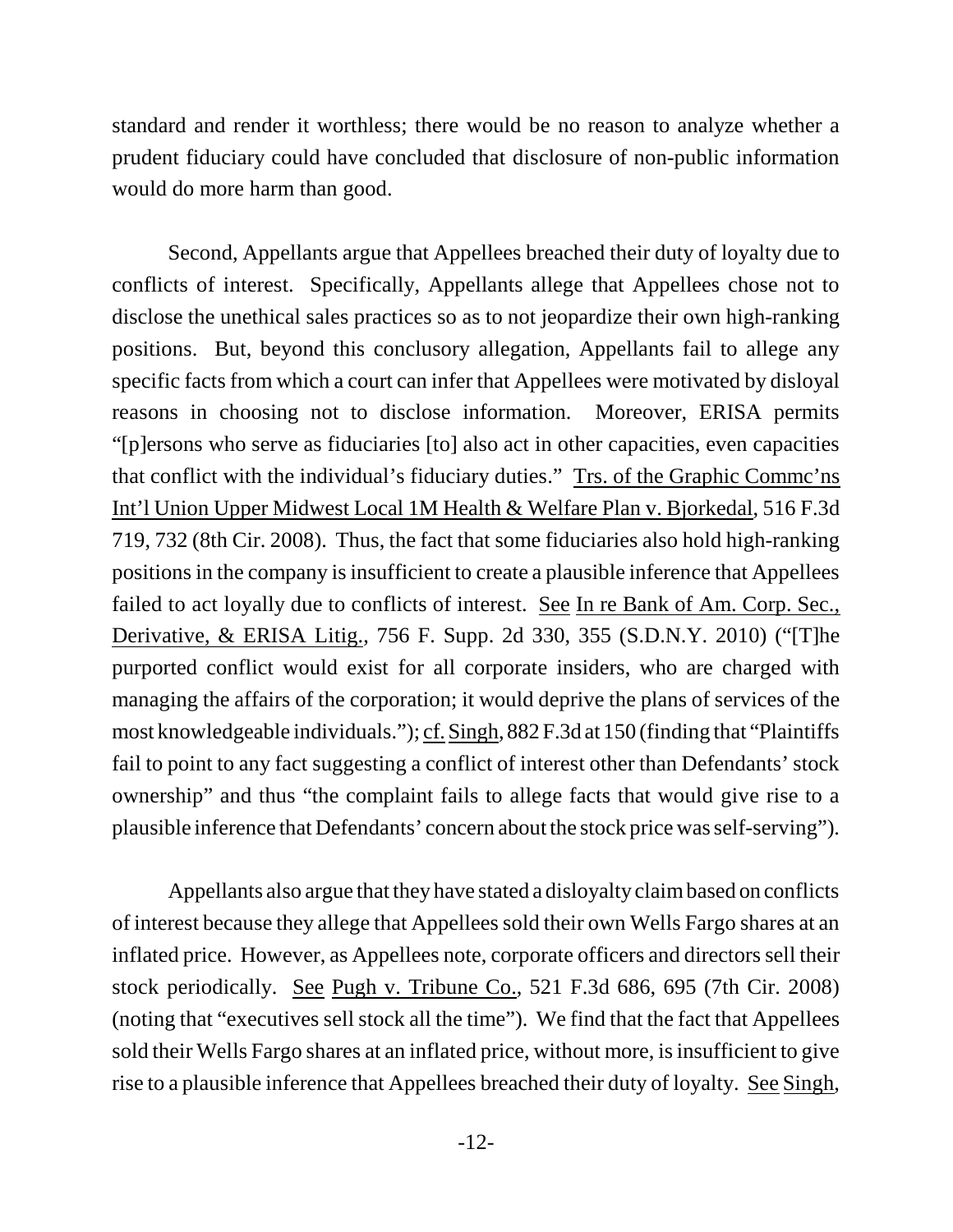standard and render it worthless; there would be no reason to analyze whether a prudent fiduciary could have concluded that disclosure of non-public information would do more harm than good.

Second, Appellants argue that Appellees breached their duty of loyalty due to conflicts of interest. Specifically, Appellants allege that Appellees chose not to disclose the unethical sales practices so as to not jeopardize their own high-ranking positions. But, beyond this conclusory allegation, Appellants fail to allege any specific facts from which a court can infer that Appellees were motivated by disloyal reasons in choosing not to disclose information. Moreover, ERISA permits "[p]ersons who serve as fiduciaries [to] also act in other capacities, even capacities that conflict with the individual's fiduciary duties." Trs. of the Graphic Commc'ns Int'l Union Upper Midwest Local 1M Health & Welfare Plan v. Bjorkedal, 516 F.3d 719, 732 (8th Cir. 2008). Thus, the fact that some fiduciaries also hold high-ranking positions in the company is insufficient to create a plausible inference that Appellees failed to act loyally due to conflicts of interest. See In re Bank of Am. Corp. Sec., Derivative, & ERISA Litig., 756 F. Supp. 2d 330, 355 (S.D.N.Y. 2010) ("[T]he purported conflict would exist for all corporate insiders, who are charged with managing the affairs of the corporation; it would deprive the plans of services of the most knowledgeable individuals."); cf. Singh, 882 F.3d at 150 (finding that "Plaintiffs fail to point to any fact suggesting a conflict of interest other than Defendants' stock ownership" and thus "the complaint fails to allege facts that would give rise to a plausible inference that Defendants' concern about the stock price was self-serving").

Appellants also argue that they have stated a disloyalty claim based on conflicts of interest because they allege that Appellees sold their own Wells Fargo shares at an inflated price. However, as Appellees note, corporate officers and directors sell their stock periodically. See Pugh v. Tribune Co., 521 F.3d 686, 695 (7th Cir. 2008) (noting that "executives sell stock all the time"). We find that the fact that Appellees sold their Wells Fargo shares at an inflated price, without more, is insufficient to give rise to a plausible inference that Appellees breached their duty of loyalty. See Singh,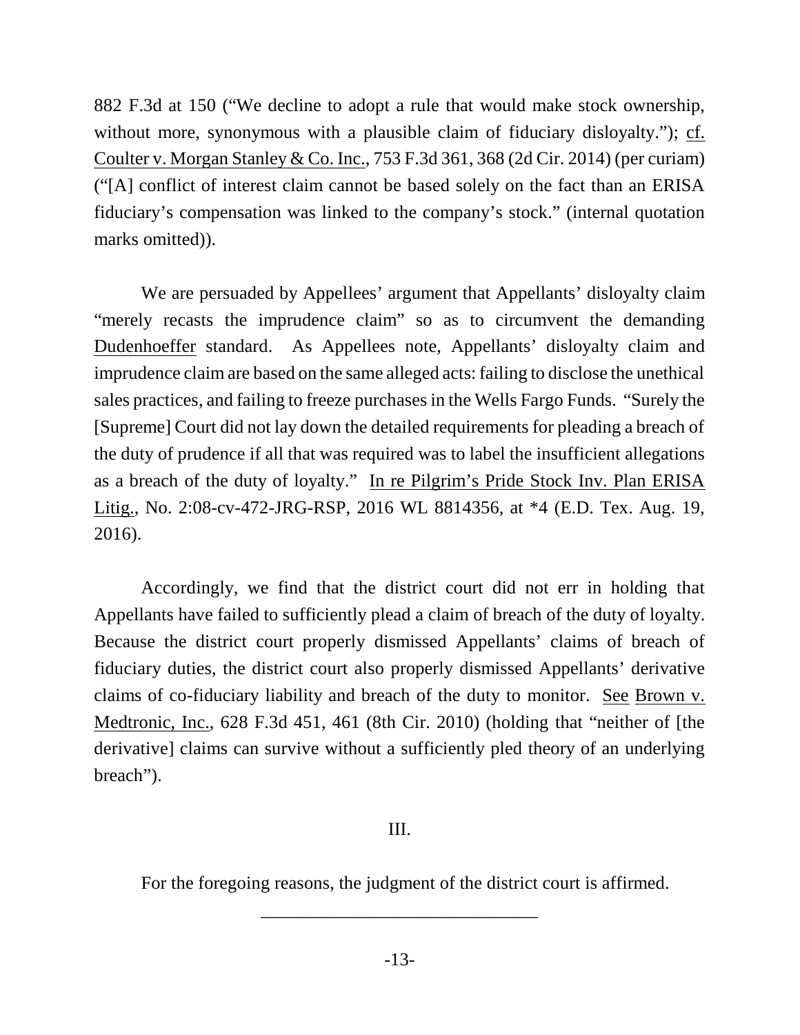882 F.3d at 150 ("We decline to adopt a rule that would make stock ownership, without more, synonymous with a plausible claim of fiduciary disloyalty."); cf. Coulter v. Morgan Stanley & Co. Inc., 753 F.3d 361, 368 (2d Cir. 2014) (per curiam) ("[A] conflict of interest claim cannot be based solely on the fact than an ERISA fiduciary's compensation was linked to the company's stock." (internal quotation marks omitted)).

We are persuaded by Appellees' argument that Appellants' disloyalty claim "merely recasts the imprudence claim" so as to circumvent the demanding Dudenhoeffer standard. As Appellees note, Appellants' disloyalty claim and imprudence claim are based on the same alleged acts: failing to disclose the unethical sales practices, and failing to freeze purchases in the Wells Fargo Funds. "Surely the [Supreme] Court did not lay down the detailed requirements for pleading a breach of the duty of prudence if all that was required was to label the insufficient allegations as a breach of the duty of loyalty." In re Pilgrim's Pride Stock Inv. Plan ERISA Litig., No. 2:08-cv-472-JRG-RSP, 2016 WL 8814356, at *4 (E.D. Tex. Aug. 19, 2016).

Accordingly, we find that the district court did not err in holding that Appellants have failed to sufficiently plead a claim of breach of the duty of loyalty. Because the district court properly dismissed Appellants' claims of breach of fiduciary duties, the district court also properly dismissed Appellants' derivative claims of co-fiduciary liability and breach of the duty to monitor. See Brown v. Medtronic, Inc., 628 F.3d 451, 461 (8th Cir. 2010) (holding that "neither of [the derivative] claims can survive without a sufficiently pled theory of an underlying breach").

## III.

For the foregoing reasons, the judgment of the district court is affirmed.

______________________________